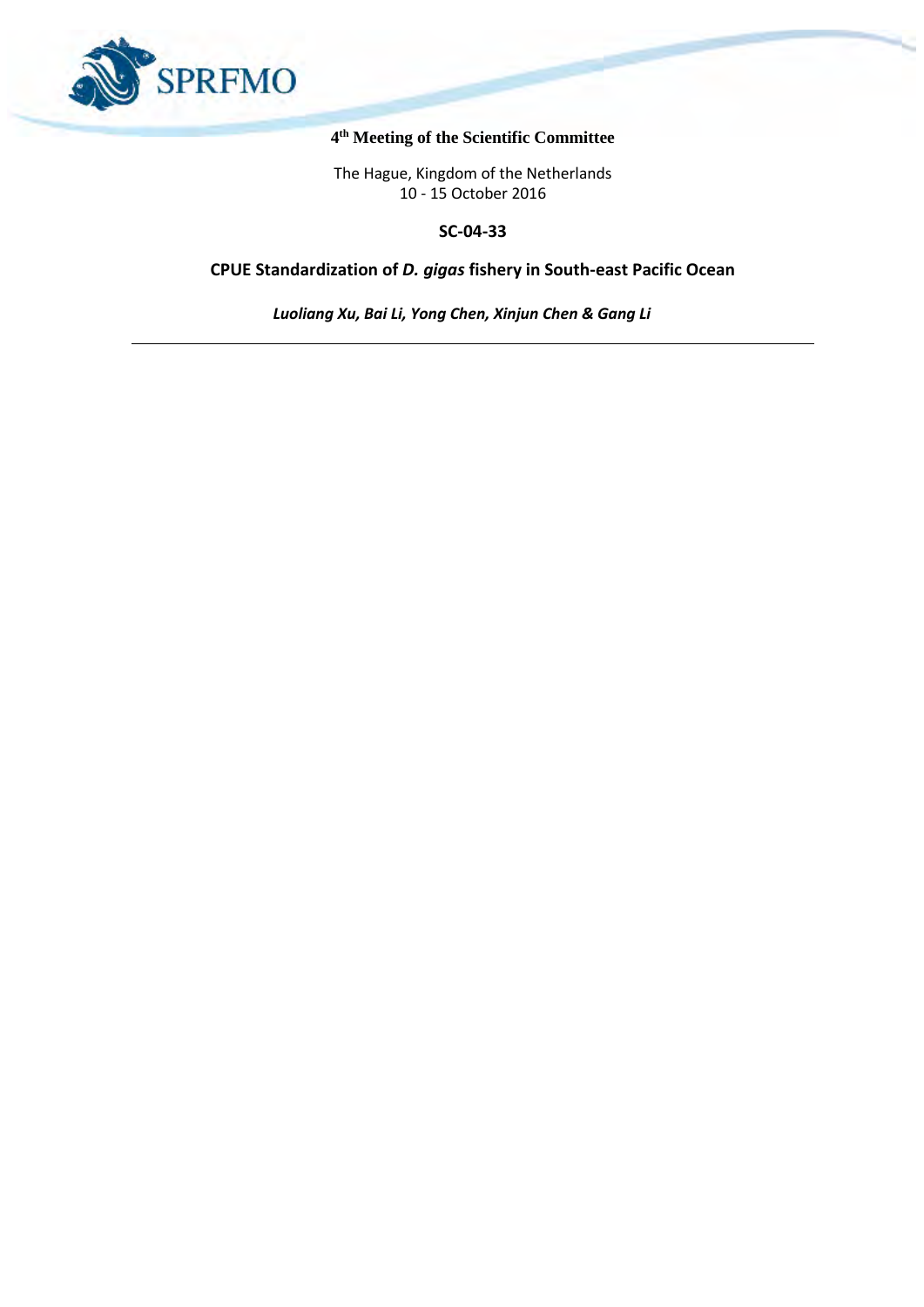**4th Meeting of the Scientific Committee**

The Hague, Kingdom of the Netherlands
10 - 15 October 2016

**SC-04-33**

# CPUE Standardization of *D. gigas* fishery in South-east Pacific Ocean

***Luoliang Xu, Bai Li, Yong Chen, Xinjun Chen & Gang Li***

---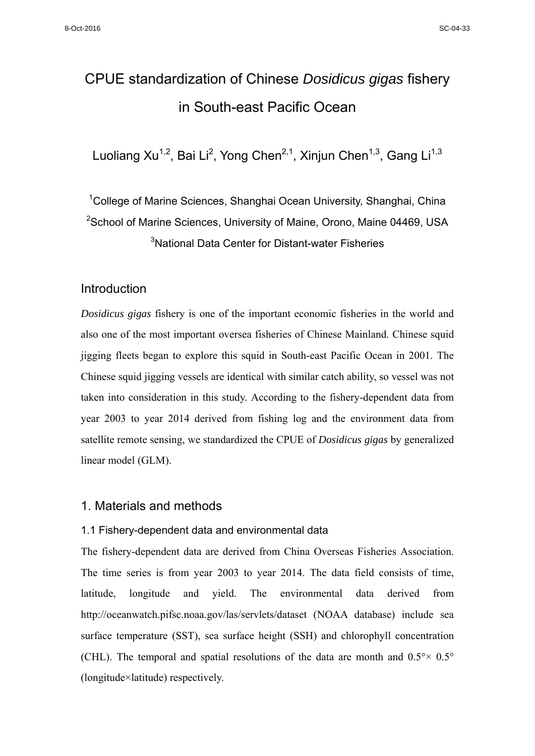# CPUE standardization of Chinese *Dosidicus gigas* fishery in South-east Pacific Ocean

Luoliang Xu[1,2], Bai Li[2], Yong Chen[2,1], Xinjun Chen[1,3], Gang Li[1,3]

[1]College of Marine Sciences, Shanghai Ocean University, Shanghai, China

[2]School of Marine Sciences, University of Maine, Orono, Maine 04469, USA

[3]National Data Center for Distant-water Fisheries

## Introduction

*Dosidicus gigas* fishery is one of the important economic fisheries in the world and also one of the most important oversea fisheries of Chinese Mainland. Chinese squid jigging fleets began to explore this squid in South-east Pacific Ocean in 2001. The Chinese squid jigging vessels are identical with similar catch ability, so vessel was not taken into consideration in this study. According to the fishery-dependent data from year 2003 to year 2014 derived from fishing log and the environment data from satellite remote sensing, we standardized the CPUE of *Dosidicus gigas* by generalized linear model (GLM).

## 1. Materials and methods

### 1.1 Fishery-dependent data and environmental data

The fishery-dependent data are derived from China Overseas Fisheries Association. The time series is from year 2003 to year 2014. The data field consists of time, latitude, longitude and yield. The environmental data derived from http://oceanwatch.pifsc.noaa.gov/las/servlets/dataset (NOAA database) include sea surface temperature (SST), sea surface height (SSH) and chlorophyll concentration (CHL). The temporal and spatial resolutions of the data are month and 0.5°× 0.5° (longitude×latitude) respectively.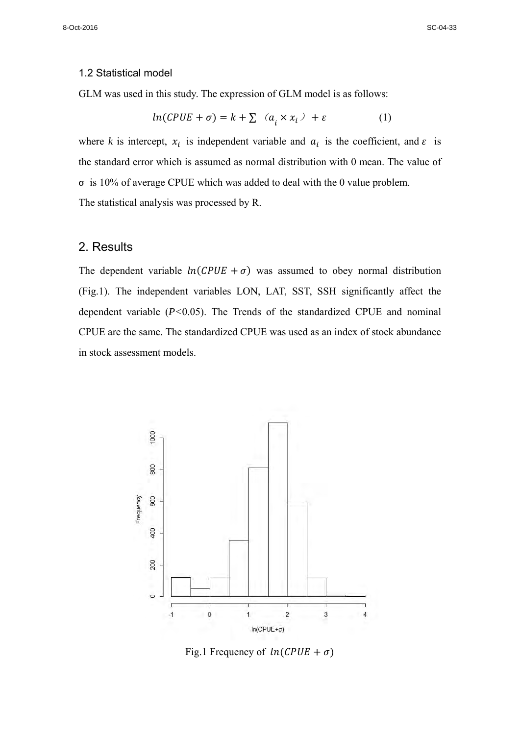### 1.2 Statistical model

GLM was used in this study. The expression of GLM model is as follows:

$$ln(CPUE + \sigma) = k + \sum (a_i \times x_i) + \varepsilon \qquad (1)$$

where $k$ is intercept, $x_i$ is independent variable and $a_i$ is the coefficient, and $\varepsilon$ is the standard error which is assumed as normal distribution with 0 mean. The value of σ is 10% of average CPUE which was added to deal with the 0 value problem.
The statistical analysis was processed by R.

## 2. Results

The dependent variable $ln(CPUE + \sigma)$ was assumed to obey normal distribution (Fig.1). The independent variables LON, LAT, SST, SSH significantly affect the dependent variable ($P$<0.05). The Trends of the standardized CPUE and nominal CPUE are the same. The standardized CPUE was used as an index of stock abundance in stock assessment models.

Fig.1 Frequency of $ln(CPUE + \sigma)$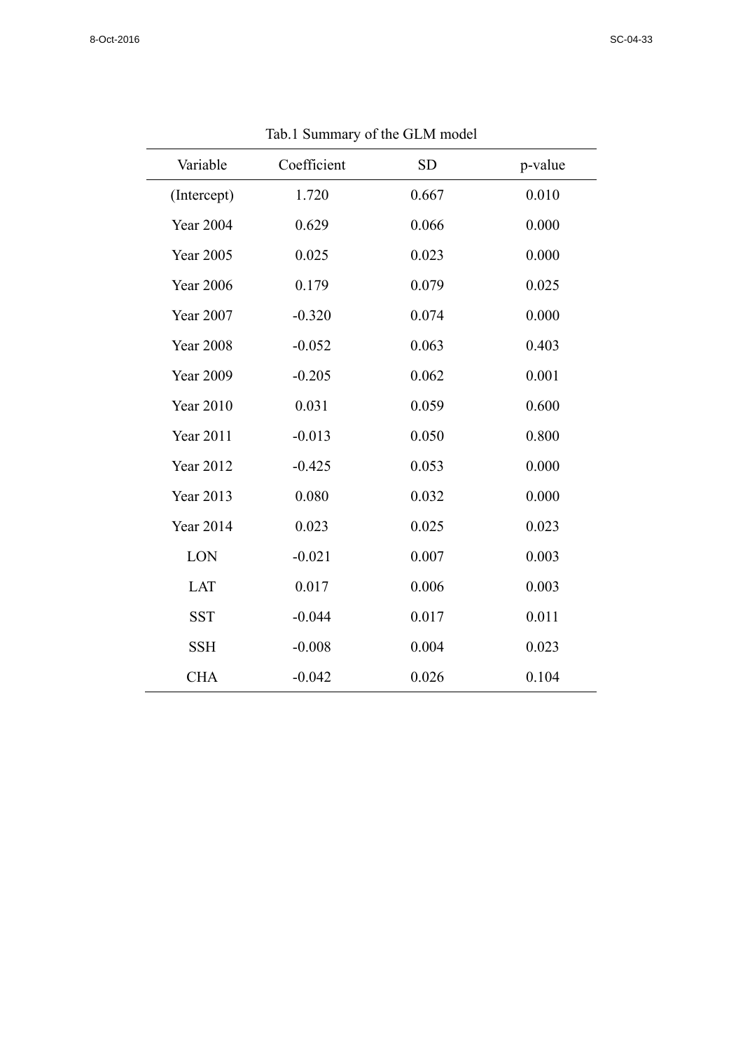Tab.1 Summary of the GLM model

| Variable | Coefficient | SD | p-value |
|---|---|---|---|
| (Intercept) | 1.720 | 0.667 | 0.010 |
| Year 2004 | 0.629 | 0.066 | 0.000 |
| Year 2005 | 0.025 | 0.023 | 0.000 |
| Year 2006 | 0.179 | 0.079 | 0.025 |
| Year 2007 | -0.320 | 0.074 | 0.000 |
| Year 2008 | -0.052 | 0.063 | 0.403 |
| Year 2009 | -0.205 | 0.062 | 0.001 |
| Year 2010 | 0.031 | 0.059 | 0.600 |
| Year 2011 | -0.013 | 0.050 | 0.800 |
| Year 2012 | -0.425 | 0.053 | 0.000 |
| Year 2013 | 0.080 | 0.032 | 0.000 |
| Year 2014 | 0.023 | 0.025 | 0.023 |
| LON | -0.021 | 0.007 | 0.003 |
| LAT | 0.017 | 0.006 | 0.003 |
| SST | -0.044 | 0.017 | 0.011 |
| SSH | -0.008 | 0.004 | 0.023 |
| CHA | -0.042 | 0.026 | 0.104 |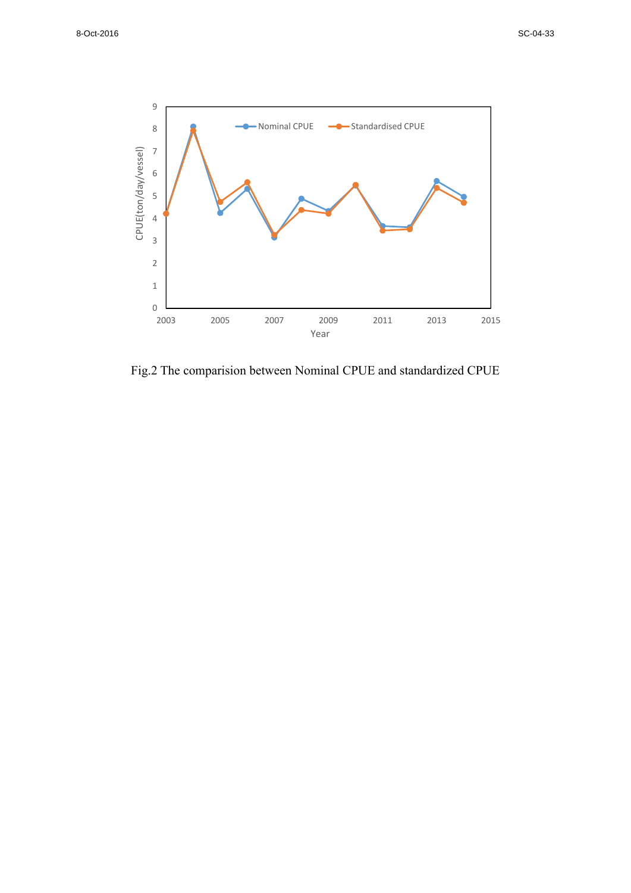CPUE(ton/day/vessel)

9
8
7
6
5
4
3
2
1
0

2003
2005
2007
2009
2011
2013
2015

Year

Nominal CPUE
Standardised CPUE

Fig.2 The comparision between Nominal CPUE and standardized CPUE